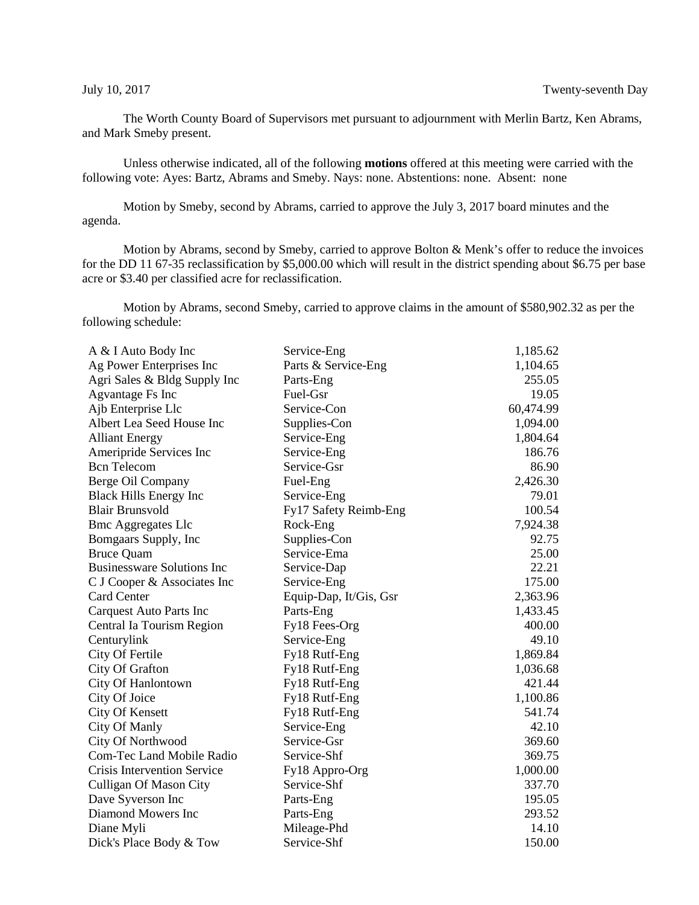July 10, 2017 Twenty-seventh Day

The Worth County Board of Supervisors met pursuant to adjournment with Merlin Bartz, Ken Abrams, and Mark Smeby present.

Unless otherwise indicated, all of the following **motions** offered at this meeting were carried with the following vote: Ayes: Bartz, Abrams and Smeby. Nays: none. Abstentions: none. Absent: none

Motion by Smeby, second by Abrams, carried to approve the July 3, 2017 board minutes and the agenda.

Motion by Abrams, second by Smeby, carried to approve Bolton & Menk's offer to reduce the invoices for the DD 11 67-35 reclassification by $5,000.00 which will result in the district spending about $6.75 per base acre or $3.40 per classified acre for reclassification.

Motion by Abrams, second Smeby, carried to approve claims in the amount of $580,902.32 as per the following schedule:

| | | |
|---|---|---|
| A & I Auto Body Inc | Service-Eng | 1,185.62 |
| Ag Power Enterprises Inc | Parts & Service-Eng | 1,104.65 |
| Agri Sales & Bldg Supply Inc | Parts-Eng | 255.05 |
| Agvantage Fs Inc | Fuel-Gsr | 19.05 |
| Ajb Enterprise Llc | Service-Con | 60,474.99 |
| Albert Lea Seed House Inc | Supplies-Con | 1,094.00 |
| Alliant Energy | Service-Eng | 1,804.64 |
| Ameripride Services Inc | Service-Eng | 186.76 |
| Bcn Telecom | Service-Gsr | 86.90 |
| Berge Oil Company | Fuel-Eng | 2,426.30 |
| Black Hills Energy Inc | Service-Eng | 79.01 |
| Blair Brunsvold | Fy17 Safety Reimb-Eng | 100.54 |
| Bmc Aggregates Llc | Rock-Eng | 7,924.38 |
| Bomgaars Supply, Inc | Supplies-Con | 92.75 |
| Bruce Quam | Service-Ema | 25.00 |
| Businessware Solutions Inc | Service-Dap | 22.21 |
| C J Cooper & Associates Inc | Service-Eng | 175.00 |
| Card Center | Equip-Dap, It/Gis, Gsr | 2,363.96 |
| Carquest Auto Parts Inc | Parts-Eng | 1,433.45 |
| Central Ia Tourism Region | Fy18 Fees-Org | 400.00 |
| Centurylink | Service-Eng | 49.10 |
| City Of Fertile | Fy18 Rutf-Eng | 1,869.84 |
| City Of Grafton | Fy18 Rutf-Eng | 1,036.68 |
| City Of Hanlontown | Fy18 Rutf-Eng | 421.44 |
| City Of Joice | Fy18 Rutf-Eng | 1,100.86 |
| City Of Kensett | Fy18 Rutf-Eng | 541.74 |
| City Of Manly | Service-Eng | 42.10 |
| City Of Northwood | Service-Gsr | 369.60 |
| Com-Tec Land Mobile Radio | Service-Shf | 369.75 |
| Crisis Intervention Service | Fy18 Appro-Org | 1,000.00 |
| Culligan Of Mason City | Service-Shf | 337.70 |
| Dave Syverson Inc | Parts-Eng | 195.05 |
| Diamond Mowers Inc | Parts-Eng | 293.52 |
| Diane Myli | Mileage-Phd | 14.10 |
| Dick's Place Body & Tow | Service-Shf | 150.00 |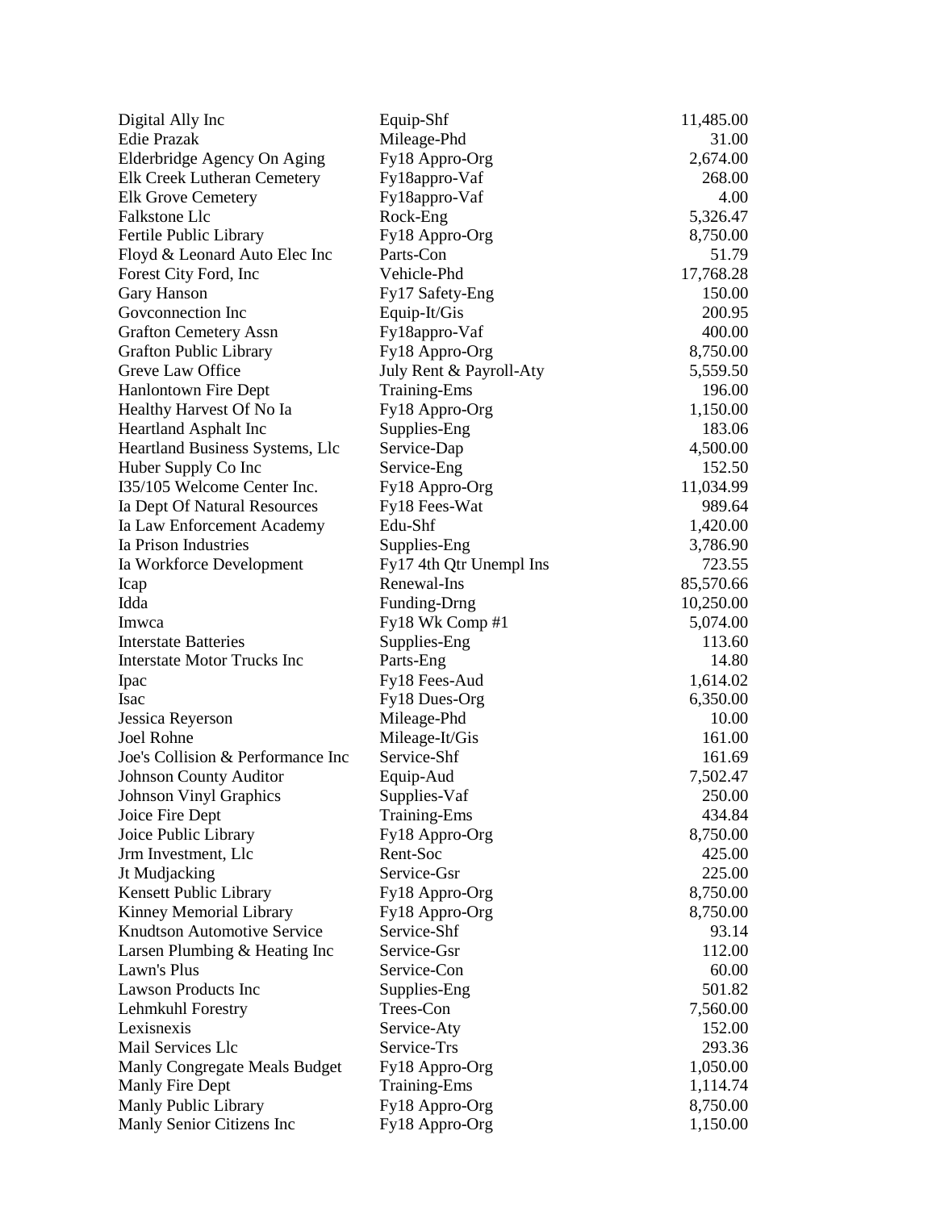| | | |
|---|---|---|
| Digital Ally Inc | Equip-Shf | 11,485.00 |
| Edie Prazak | Mileage-Phd | 31.00 |
| Elderbridge Agency On Aging | Fy18 Appro-Org | 2,674.00 |
| Elk Creek Lutheran Cemetery | Fy18appro-Vaf | 268.00 |
| Elk Grove Cemetery | Fy18appro-Vaf | 4.00 |
| Falkstone Llc | Rock-Eng | 5,326.47 |
| Fertile Public Library | Fy18 Appro-Org | 8,750.00 |
| Floyd & Leonard Auto Elec Inc | Parts-Con | 51.79 |
| Forest City Ford, Inc | Vehicle-Phd | 17,768.28 |
| Gary Hanson | Fy17 Safety-Eng | 150.00 |
| Govconnection Inc | Equip-It/Gis | 200.95 |
| Grafton Cemetery Assn | Fy18appro-Vaf | 400.00 |
| Grafton Public Library | Fy18 Appro-Org | 8,750.00 |
| Greve Law Office | July Rent & Payroll-Aty | 5,559.50 |
| Hanlontown Fire Dept | Training-Ems | 196.00 |
| Healthy Harvest Of No Ia | Fy18 Appro-Org | 1,150.00 |
| Heartland Asphalt Inc | Supplies-Eng | 183.06 |
| Heartland Business Systems, Llc | Service-Dap | 4,500.00 |
| Huber Supply Co Inc | Service-Eng | 152.50 |
| I35/105 Welcome Center Inc. | Fy18 Appro-Org | 11,034.99 |
| Ia Dept Of Natural Resources | Fy18 Fees-Wat | 989.64 |
| Ia Law Enforcement Academy | Edu-Shf | 1,420.00 |
| Ia Prison Industries | Supplies-Eng | 3,786.90 |
| Ia Workforce Development | Fy17 4th Qtr Unempl Ins | 723.55 |
| Icap | Renewal-Ins | 85,570.66 |
| Idda | Funding-Drng | 10,250.00 |
| Imwca | Fy18 Wk Comp #1 | 5,074.00 |
| Interstate Batteries | Supplies-Eng | 113.60 |
| Interstate Motor Trucks Inc | Parts-Eng | 14.80 |
| Ipac | Fy18 Fees-Aud | 1,614.02 |
| Isac | Fy18 Dues-Org | 6,350.00 |
| Jessica Reyerson | Mileage-Phd | 10.00 |
| Joel Rohne | Mileage-It/Gis | 161.00 |
| Joe's Collision & Performance Inc | Service-Shf | 161.69 |
| Johnson County Auditor | Equip-Aud | 7,502.47 |
| Johnson Vinyl Graphics | Supplies-Vaf | 250.00 |
| Joice Fire Dept | Training-Ems | 434.84 |
| Joice Public Library | Fy18 Appro-Org | 8,750.00 |
| Jrm Investment, Llc | Rent-Soc | 425.00 |
| Jt Mudjacking | Service-Gsr | 225.00 |
| Kensett Public Library | Fy18 Appro-Org | 8,750.00 |
| Kinney Memorial Library | Fy18 Appro-Org | 8,750.00 |
| Knudtson Automotive Service | Service-Shf | 93.14 |
| Larsen Plumbing & Heating Inc | Service-Gsr | 112.00 |
| Lawn's Plus | Service-Con | 60.00 |
| Lawson Products Inc | Supplies-Eng | 501.82 |
| Lehmkuhl Forestry | Trees-Con | 7,560.00 |
| Lexisnexis | Service-Aty | 152.00 |
| Mail Services Llc | Service-Trs | 293.36 |
| Manly Congregate Meals Budget | Fy18 Appro-Org | 1,050.00 |
| Manly Fire Dept | Training-Ems | 1,114.74 |
| Manly Public Library | Fy18 Appro-Org | 8,750.00 |
| Manly Senior Citizens Inc | Fy18 Appro-Org | 1,150.00 |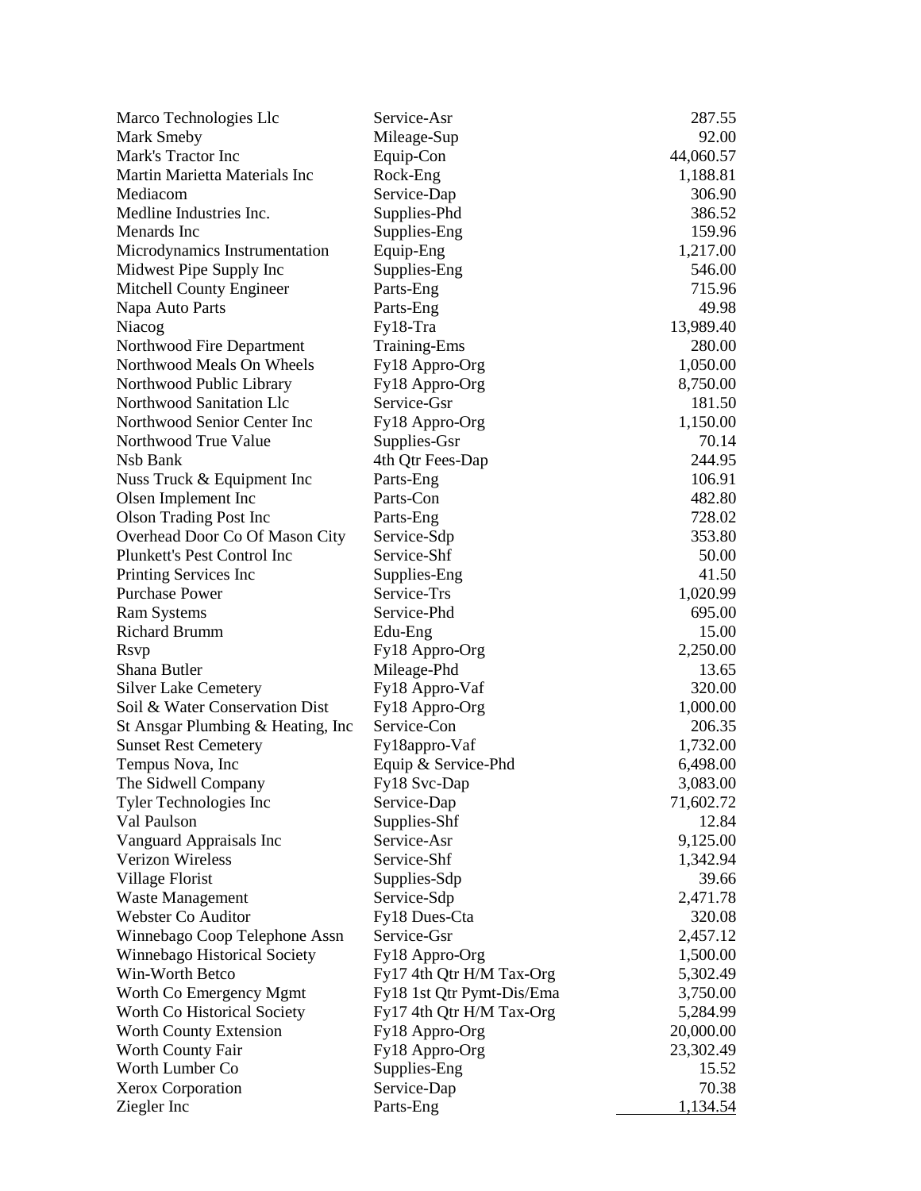| | | |
|---|---|---|
| Marco Technologies Llc | Service-Asr | 287.55 |
| Mark Smeby | Mileage-Sup | 92.00 |
| Mark's Tractor Inc | Equip-Con | 44,060.57 |
| Martin Marietta Materials Inc | Rock-Eng | 1,188.81 |
| Mediacom | Service-Dap | 306.90 |
| Medline Industries Inc. | Supplies-Phd | 386.52 |
| Menards Inc | Supplies-Eng | 159.96 |
| Microdynamics Instrumentation | Equip-Eng | 1,217.00 |
| Midwest Pipe Supply Inc | Supplies-Eng | 546.00 |
| Mitchell County Engineer | Parts-Eng | 715.96 |
| Napa Auto Parts | Parts-Eng | 49.98 |
| Niacog | Fy18-Tra | 13,989.40 |
| Northwood Fire Department | Training-Ems | 280.00 |
| Northwood Meals On Wheels | Fy18 Appro-Org | 1,050.00 |
| Northwood Public Library | Fy18 Appro-Org | 8,750.00 |
| Northwood Sanitation Llc | Service-Gsr | 181.50 |
| Northwood Senior Center Inc | Fy18 Appro-Org | 1,150.00 |
| Northwood True Value | Supplies-Gsr | 70.14 |
| Nsb Bank | 4th Qtr Fees-Dap | 244.95 |
| Nuss Truck & Equipment Inc | Parts-Eng | 106.91 |
| Olsen Implement Inc | Parts-Con | 482.80 |
| Olson Trading Post Inc | Parts-Eng | 728.02 |
| Overhead Door Co Of Mason City | Service-Sdp | 353.80 |
| Plunkett's Pest Control Inc | Service-Shf | 50.00 |
| Printing Services Inc | Supplies-Eng | 41.50 |
| Purchase Power | Service-Trs | 1,020.99 |
| Ram Systems | Service-Phd | 695.00 |
| Richard Brumm | Edu-Eng | 15.00 |
| Rsvp | Fy18 Appro-Org | 2,250.00 |
| Shana Butler | Mileage-Phd | 13.65 |
| Silver Lake Cemetery | Fy18 Appro-Vaf | 320.00 |
| Soil & Water Conservation Dist | Fy18 Appro-Org | 1,000.00 |
| St Ansgar Plumbing & Heating, Inc | Service-Con | 206.35 |
| Sunset Rest Cemetery | Fy18appro-Vaf | 1,732.00 |
| Tempus Nova, Inc | Equip & Service-Phd | 6,498.00 |
| The Sidwell Company | Fy18 Svc-Dap | 3,083.00 |
| Tyler Technologies Inc | Service-Dap | 71,602.72 |
| Val Paulson | Supplies-Shf | 12.84 |
| Vanguard Appraisals Inc | Service-Asr | 9,125.00 |
| Verizon Wireless | Service-Shf | 1,342.94 |
| Village Florist | Supplies-Sdp | 39.66 |
| Waste Management | Service-Sdp | 2,471.78 |
| Webster Co Auditor | Fy18 Dues-Cta | 320.08 |
| Winnebago Coop Telephone Assn | Service-Gsr | 2,457.12 |
| Winnebago Historical Society | Fy18 Appro-Org | 1,500.00 |
| Win-Worth Betco | Fy17 4th Qtr H/M Tax-Org | 5,302.49 |
| Worth Co Emergency Mgmt | Fy18 1st Qtr Pymt-Dis/Ema | 3,750.00 |
| Worth Co Historical Society | Fy17 4th Qtr H/M Tax-Org | 5,284.99 |
| Worth County Extension | Fy18 Appro-Org | 20,000.00 |
| Worth County Fair | Fy18 Appro-Org | 23,302.49 |
| Worth Lumber Co | Supplies-Eng | 15.52 |
| Xerox Corporation | Service-Dap | 70.38 |
| Ziegler Inc | Parts-Eng | 1,134.54 |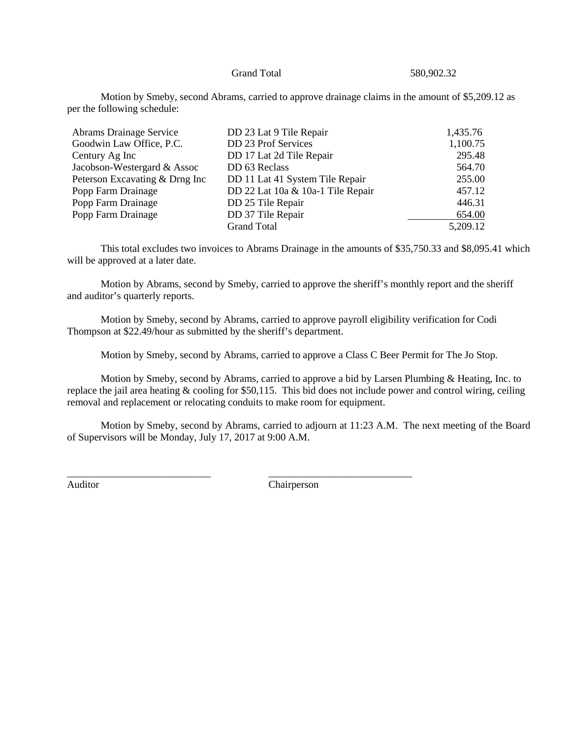| | |
|---|---|
| Grand Total | 580,902.32 |

Motion by Smeby, second Abrams, carried to approve drainage claims in the amount of $5,209.12 as per the following schedule:

| | | |
|---|---|---|
| Abrams Drainage Service | DD 23 Lat 9 Tile Repair | 1,435.76 |
| Goodwin Law Office, P.C. | DD 23 Prof Services | 1,100.75 |
| Century Ag Inc | DD 17 Lat 2d Tile Repair | 295.48 |
| Jacobson-Westergard & Assoc | DD 63 Reclass | 564.70 |
| Peterson Excavating & Drng Inc | DD 11 Lat 41 System Tile Repair | 255.00 |
| Popp Farm Drainage | DD 22 Lat 10a & 10a-1 Tile Repair | 457.12 |
| Popp Farm Drainage | DD 25 Tile Repair | 446.31 |
| Popp Farm Drainage | DD 37 Tile Repair | 654.00 |
| | Grand Total | 5,209.12 |

This total excludes two invoices to Abrams Drainage in the amounts of $35,750.33 and $8,095.41 which will be approved at a later date.

Motion by Abrams, second by Smeby, carried to approve the sheriff's monthly report and the sheriff and auditor's quarterly reports.

Motion by Smeby, second by Abrams, carried to approve payroll eligibility verification for Codi Thompson at $22.49/hour as submitted by the sheriff's department.

Motion by Smeby, second by Abrams, carried to approve a Class C Beer Permit for The Jo Stop.

Motion by Smeby, second by Abrams, carried to approve a bid by Larsen Plumbing & Heating, Inc. to replace the jail area heating & cooling for $50,115. This bid does not include power and control wiring, ceiling removal and replacement or relocating conduits to make room for equipment.

Motion by Smeby, second by Abrams, carried to adjourn at 11:23 A.M. The next meeting of the Board of Supervisors will be Monday, July 17, 2017 at 9:00 A.M.

____________________________ ____________________________

Auditor Chairperson